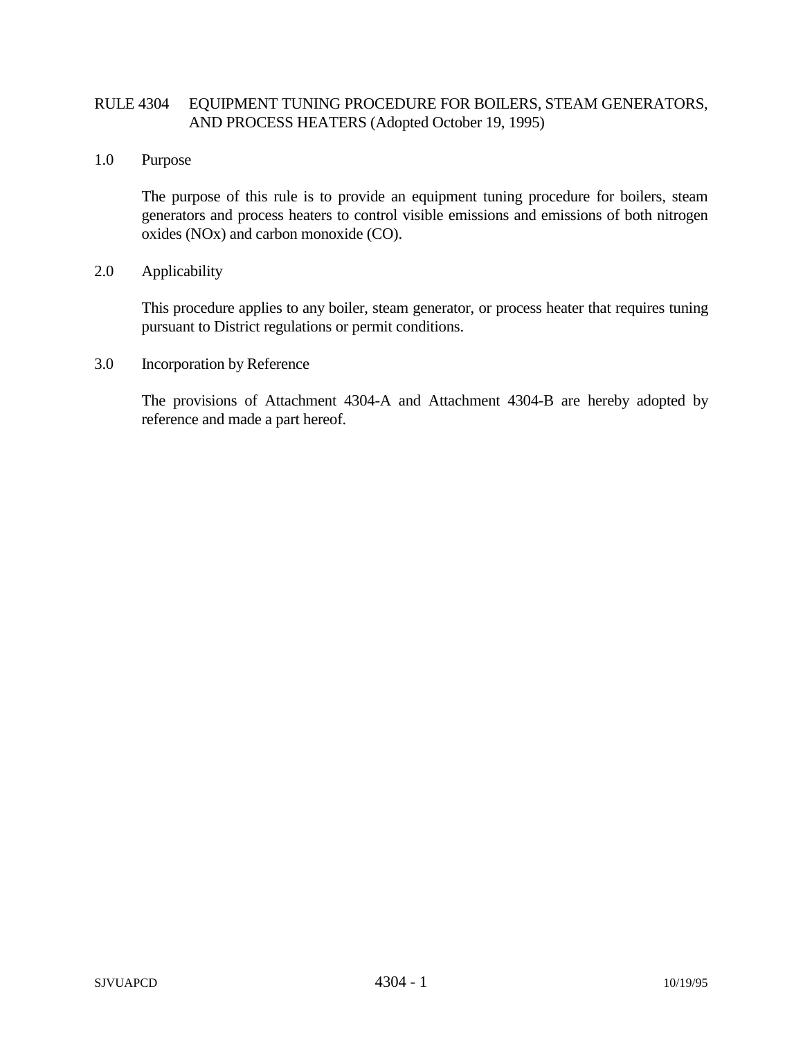# RULE 4304 EQUIPMENT TUNING PROCEDURE FOR BOILERS, STEAM GENERATORS, AND PROCESS HEATERS (Adopted October 19, 1995)

## 1.0 Purpose

The purpose of this rule is to provide an equipment tuning procedure for boilers, steam generators and process heaters to control visible emissions and emissions of both nitrogen oxides (NOx) and carbon monoxide (CO).

## 2.0 Applicability

This procedure applies to any boiler, steam generator, or process heater that requires tuning pursuant to District regulations or permit conditions.

## 3.0 Incorporation by Reference

The provisions of Attachment 4304-A and Attachment 4304-B are hereby adopted by reference and made a part hereof.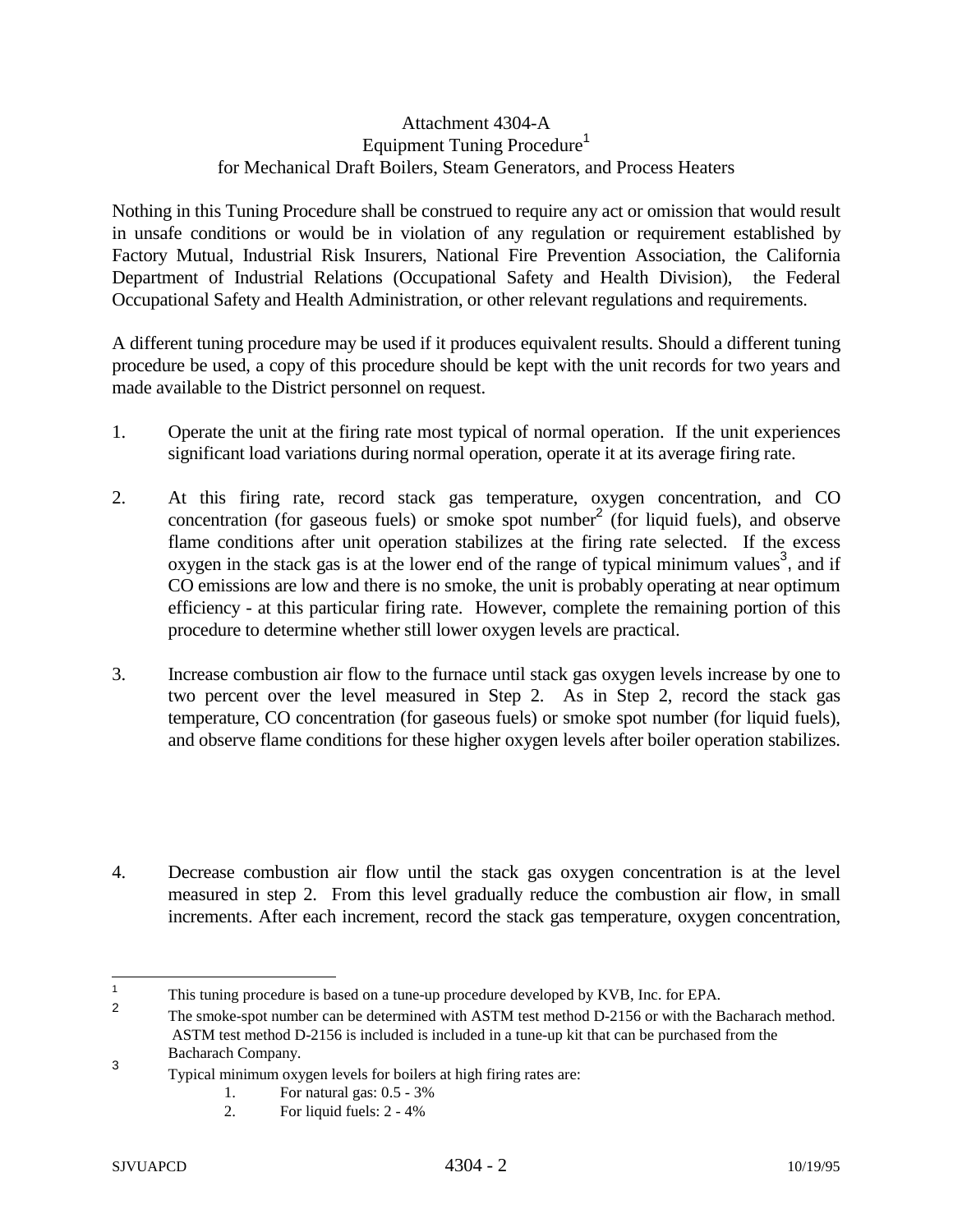Attachment 4304-A
Equipment Tuning Procedure[1]
for Mechanical Draft Boilers, Steam Generators, and Process Heaters

Nothing in this Tuning Procedure shall be construed to require any act or omission that would result in unsafe conditions or would be in violation of any regulation or requirement established by Factory Mutual, Industrial Risk Insurers, National Fire Prevention Association, the California Department of Industrial Relations (Occupational Safety and Health Division), the Federal Occupational Safety and Health Administration, or other relevant regulations and requirements.

A different tuning procedure may be used if it produces equivalent results. Should a different tuning procedure be used, a copy of this procedure should be kept with the unit records for two years and made available to the District personnel on request.

1. Operate the unit at the firing rate most typical of normal operation. If the unit experiences significant load variations during normal operation, operate it at its average firing rate.

2. At this firing rate, record stack gas temperature, oxygen concentration, and CO concentration (for gaseous fuels) or smoke spot number[2] (for liquid fuels), and observe flame conditions after unit operation stabilizes at the firing rate selected. If the excess oxygen in the stack gas is at the lower end of the range of typical minimum values[3], and if CO emissions are low and there is no smoke, the unit is probably operating at near optimum efficiency - at this particular firing rate. However, complete the remaining portion of this procedure to determine whether still lower oxygen levels are practical.

3. Increase combustion air flow to the furnace until stack gas oxygen levels increase by one to two percent over the level measured in Step 2. As in Step 2, record the stack gas temperature, CO concentration (for gaseous fuels) or smoke spot number (for liquid fuels), and observe flame conditions for these higher oxygen levels after boiler operation stabilizes.

4. Decrease combustion air flow until the stack gas oxygen concentration is at the level measured in step 2. From this level gradually reduce the combustion air flow, in small increments. After each increment, record the stack gas temperature, oxygen concentration,

---

[1] This tuning procedure is based on a tune-up procedure developed by KVB, Inc. for EPA.

[2] The smoke-spot number can be determined with ASTM test method D-2156 or with the Bacharach method. ASTM test method D-2156 is included is included in a tune-up kit that can be purchased from the Bacharach Company.

[3] Typical minimum oxygen levels for boilers at high firing rates are:
1. For natural gas: 0.5 - 3%
2. For liquid fuels: 2 - 4%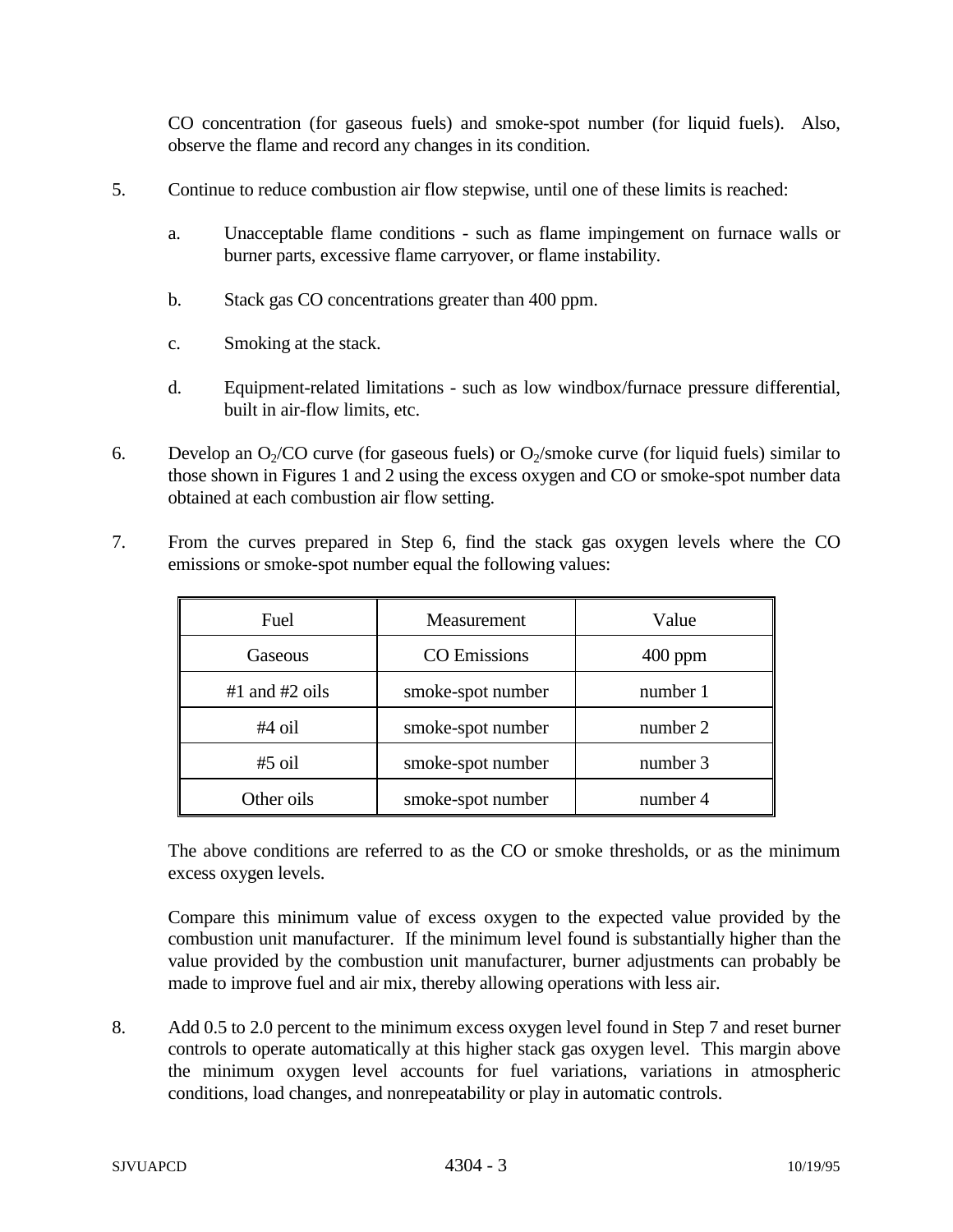CO concentration (for gaseous fuels) and smoke-spot number (for liquid fuels). Also, observe the flame and record any changes in its condition.

5. Continue to reduce combustion air flow stepwise, until one of these limits is reached:

   a. Unacceptable flame conditions - such as flame impingement on furnace walls or burner parts, excessive flame carryover, or flame instability.

   b. Stack gas CO concentrations greater than 400 ppm.

   c. Smoking at the stack.

   d. Equipment-related limitations - such as low windbox/furnace pressure differential, built in air-flow limits, etc.

6. Develop an $O_2$/CO curve (for gaseous fuels) or $O_2$/smoke curve (for liquid fuels) similar to those shown in Figures 1 and 2 using the excess oxygen and CO or smoke-spot number data obtained at each combustion air flow setting.

7. From the curves prepared in Step 6, find the stack gas oxygen levels where the CO emissions or smoke-spot number equal the following values:

| Fuel | Measurement | Value |
|---|---|---|
| Gaseous | CO Emissions | 400 ppm |
| #1 and #2 oils | smoke-spot number | number 1 |
| #4 oil | smoke-spot number | number 2 |
| #5 oil | smoke-spot number | number 3 |
| Other oils | smoke-spot number | number 4 |

   The above conditions are referred to as the CO or smoke thresholds, or as the minimum excess oxygen levels.

   Compare this minimum value of excess oxygen to the expected value provided by the combustion unit manufacturer. If the minimum level found is substantially higher than the value provided by the combustion unit manufacturer, burner adjustments can probably be made to improve fuel and air mix, thereby allowing operations with less air.

8. Add 0.5 to 2.0 percent to the minimum excess oxygen level found in Step 7 and reset burner controls to operate automatically at this higher stack gas oxygen level. This margin above the minimum oxygen level accounts for fuel variations, variations in atmospheric conditions, load changes, and nonrepeatability or play in automatic controls.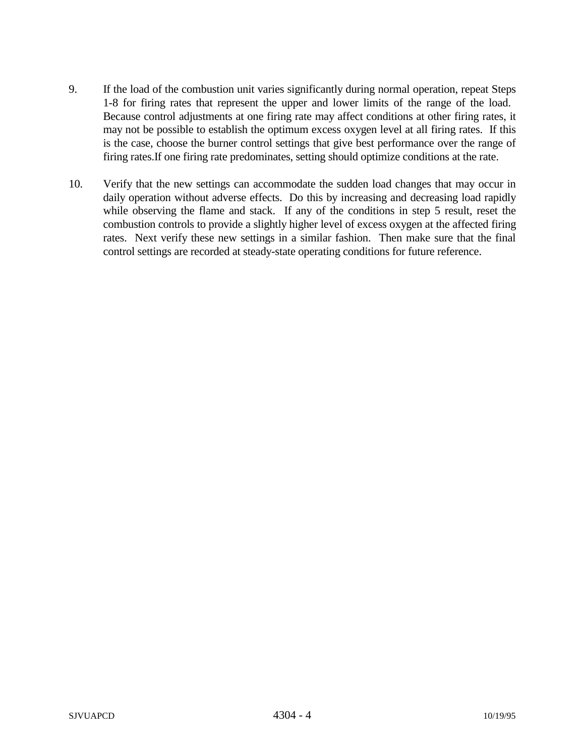9. If the load of the combustion unit varies significantly during normal operation, repeat Steps 1-8 for firing rates that represent the upper and lower limits of the range of the load. Because control adjustments at one firing rate may affect conditions at other firing rates, it may not be possible to establish the optimum excess oxygen level at all firing rates. If this is the case, choose the burner control settings that give best performance over the range of firing rates.If one firing rate predominates, setting should optimize conditions at the rate.

10. Verify that the new settings can accommodate the sudden load changes that may occur in daily operation without adverse effects. Do this by increasing and decreasing load rapidly while observing the flame and stack. If any of the conditions in step 5 result, reset the combustion controls to provide a slightly higher level of excess oxygen at the affected firing rates. Next verify these new settings in a similar fashion. Then make sure that the final control settings are recorded at steady-state operating conditions for future reference.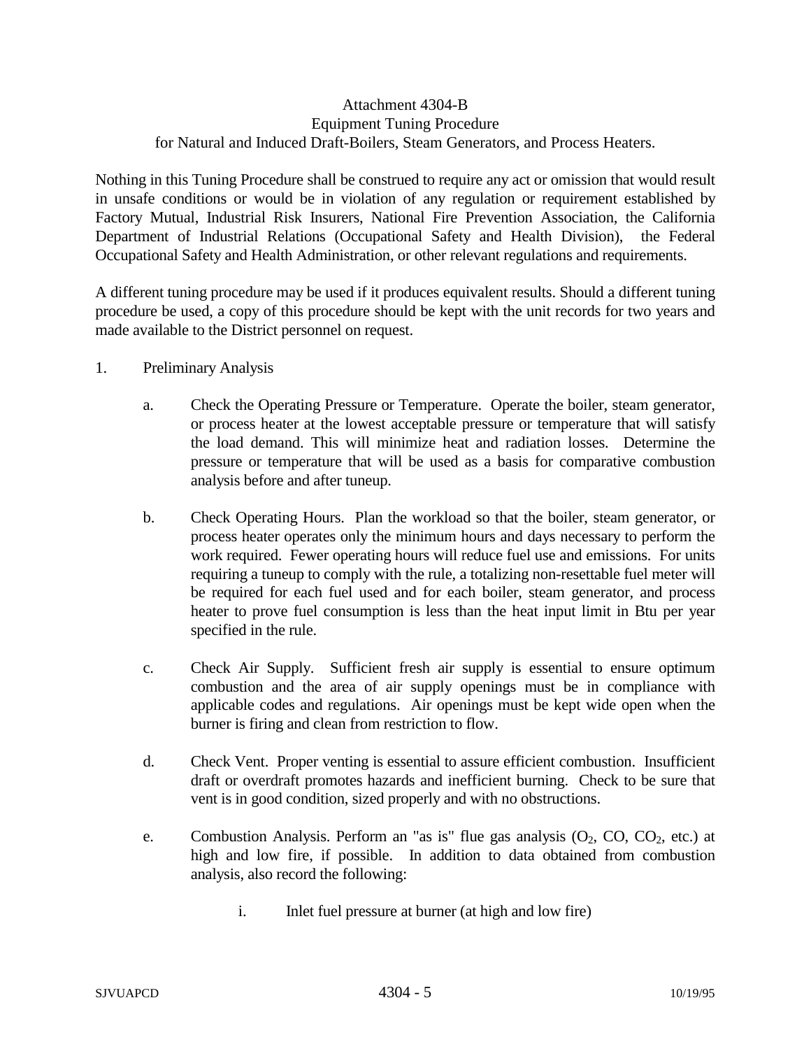Attachment 4304-B
Equipment Tuning Procedure
for Natural and Induced Draft-Boilers, Steam Generators, and Process Heaters.

Nothing in this Tuning Procedure shall be construed to require any act or omission that would result in unsafe conditions or would be in violation of any regulation or requirement established by Factory Mutual, Industrial Risk Insurers, National Fire Prevention Association, the California Department of Industrial Relations (Occupational Safety and Health Division), the Federal Occupational Safety and Health Administration, or other relevant regulations and requirements.

A different tuning procedure may be used if it produces equivalent results. Should a different tuning procedure be used, a copy of this procedure should be kept with the unit records for two years and made available to the District personnel on request.

1. Preliminary Analysis

   a. Check the Operating Pressure or Temperature. Operate the boiler, steam generator, or process heater at the lowest acceptable pressure or temperature that will satisfy the load demand. This will minimize heat and radiation losses. Determine the pressure or temperature that will be used as a basis for comparative combustion analysis before and after tuneup.

   b. Check Operating Hours. Plan the workload so that the boiler, steam generator, or process heater operates only the minimum hours and days necessary to perform the work required. Fewer operating hours will reduce fuel use and emissions. For units requiring a tuneup to comply with the rule, a totalizing non-resettable fuel meter will be required for each fuel used and for each boiler, steam generator, and process heater to prove fuel consumption is less than the heat input limit in Btu per year specified in the rule.

   c. Check Air Supply. Sufficient fresh air supply is essential to ensure optimum combustion and the area of air supply openings must be in compliance with applicable codes and regulations. Air openings must be kept wide open when the burner is firing and clean from restriction to flow.

   d. Check Vent. Proper venting is essential to assure efficient combustion. Insufficient draft or overdraft promotes hazards and inefficient burning. Check to be sure that vent is in good condition, sized properly and with no obstructions.

   e. Combustion Analysis. Perform an "as is" flue gas analysis ($O_2$, $CO$, $CO_2$, etc.) at high and low fire, if possible. In addition to data obtained from combustion analysis, also record the following:

      i. Inlet fuel pressure at burner (at high and low fire)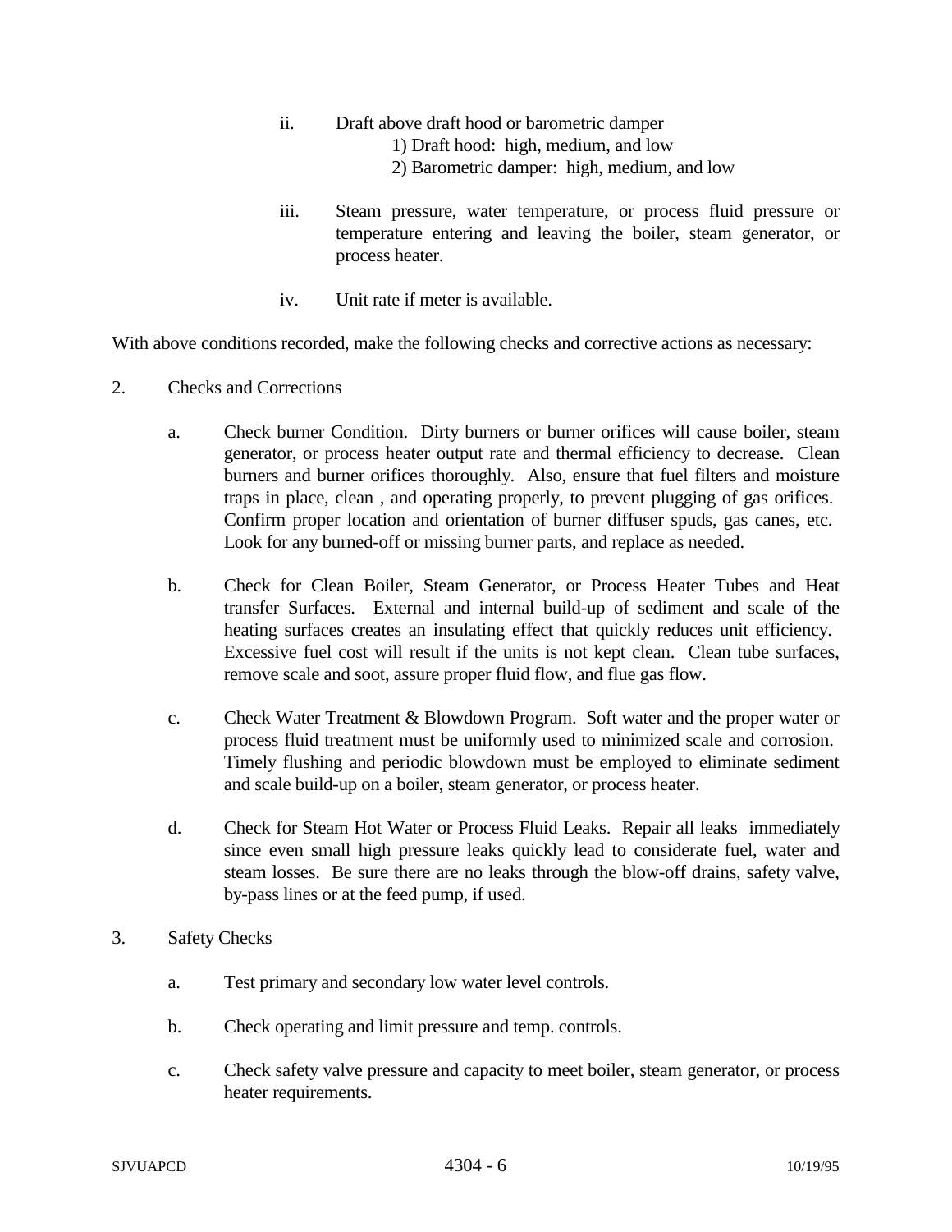ii. Draft above draft hood or barometric damper
    1) Draft hood: high, medium, and low
    2) Barometric damper: high, medium, and low

iii. Steam pressure, water temperature, or process fluid pressure or temperature entering and leaving the boiler, steam generator, or process heater.

iv. Unit rate if meter is available.

With above conditions recorded, make the following checks and corrective actions as necessary:

2. Checks and Corrections

   a. Check burner Condition. Dirty burners or burner orifices will cause boiler, steam generator, or process heater output rate and thermal efficiency to decrease. Clean burners and burner orifices thoroughly. Also, ensure that fuel filters and moisture traps in place, clean , and operating properly, to prevent plugging of gas orifices. Confirm proper location and orientation of burner diffuser spuds, gas canes, etc. Look for any burned-off or missing burner parts, and replace as needed.

   b. Check for Clean Boiler, Steam Generator, or Process Heater Tubes and Heat transfer Surfaces. External and internal build-up of sediment and scale of the heating surfaces creates an insulating effect that quickly reduces unit efficiency. Excessive fuel cost will result if the units is not kept clean. Clean tube surfaces, remove scale and soot, assure proper fluid flow, and flue gas flow.

   c. Check Water Treatment & Blowdown Program. Soft water and the proper water or process fluid treatment must be uniformly used to minimized scale and corrosion. Timely flushing and periodic blowdown must be employed to eliminate sediment and scale build-up on a boiler, steam generator, or process heater.

   d. Check for Steam Hot Water or Process Fluid Leaks. Repair all leaks immediately since even small high pressure leaks quickly lead to considerate fuel, water and steam losses. Be sure there are no leaks through the blow-off drains, safety valve, by-pass lines or at the feed pump, if used.

3. Safety Checks

   a. Test primary and secondary low water level controls.

   b. Check operating and limit pressure and temp. controls.

   c. Check safety valve pressure and capacity to meet boiler, steam generator, or process heater requirements.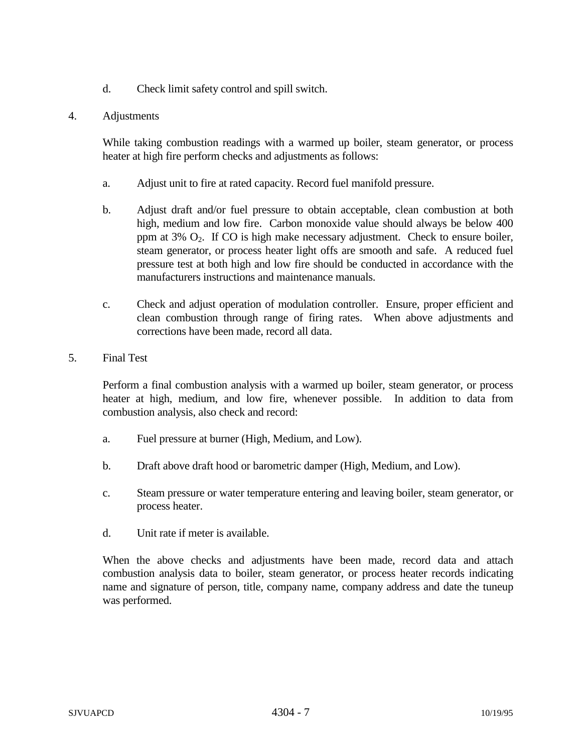d. Check limit safety control and spill switch.

4. Adjustments

While taking combustion readings with a warmed up boiler, steam generator, or process heater at high fire perform checks and adjustments as follows:

a. Adjust unit to fire at rated capacity. Record fuel manifold pressure.

b. Adjust draft and/or fuel pressure to obtain acceptable, clean combustion at both high, medium and low fire. Carbon monoxide value should always be below 400 ppm at 3% $O_2$. If CO is high make necessary adjustment. Check to ensure boiler, steam generator, or process heater light offs are smooth and safe. A reduced fuel pressure test at both high and low fire should be conducted in accordance with the manufacturers instructions and maintenance manuals.

c. Check and adjust operation of modulation controller. Ensure, proper efficient and clean combustion through range of firing rates. When above adjustments and corrections have been made, record all data.

5. Final Test

Perform a final combustion analysis with a warmed up boiler, steam generator, or process heater at high, medium, and low fire, whenever possible. In addition to data from combustion analysis, also check and record:

a. Fuel pressure at burner (High, Medium, and Low).

b. Draft above draft hood or barometric damper (High, Medium, and Low).

c. Steam pressure or water temperature entering and leaving boiler, steam generator, or process heater.

d. Unit rate if meter is available.

When the above checks and adjustments have been made, record data and attach combustion analysis data to boiler, steam generator, or process heater records indicating name and signature of person, title, company name, company address and date the tuneup was performed.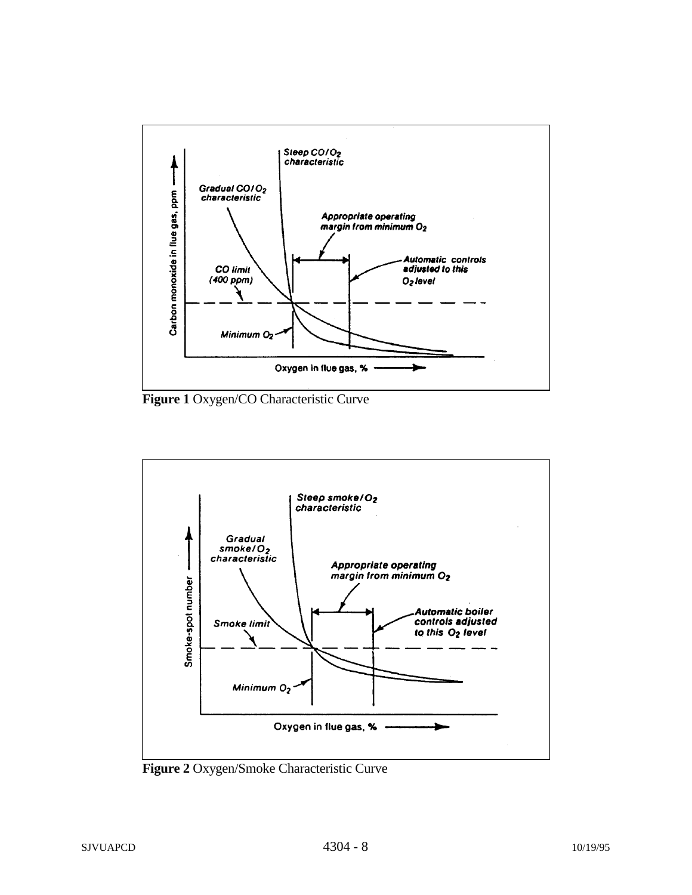Steep $CO/O_2$ characteristic

Gradual $CO/O_2$ characteristic

Appropriate operating margin from minimum $O_2$

Automatic controls adjusted to this $O_2$ level

CO limit (400 ppm)

Minimum $O_2$

Carbon monoxide in flue gas, ppm

Oxygen in flue gas, %

**Figure 1** Oxygen/CO Characteristic Curve

Steep smoke/$O_2$ characteristic

Gradual smoke/$O_2$ characteristic

Appropriate operating margin from minimum $O_2$

Automatic boiler controls adjusted to this $O_2$ level

Smoke limit

Minimum $O_2$

Smoke-spot number

Oxygen in flue gas, %

**Figure 2** Oxygen/Smoke Characteristic Curve